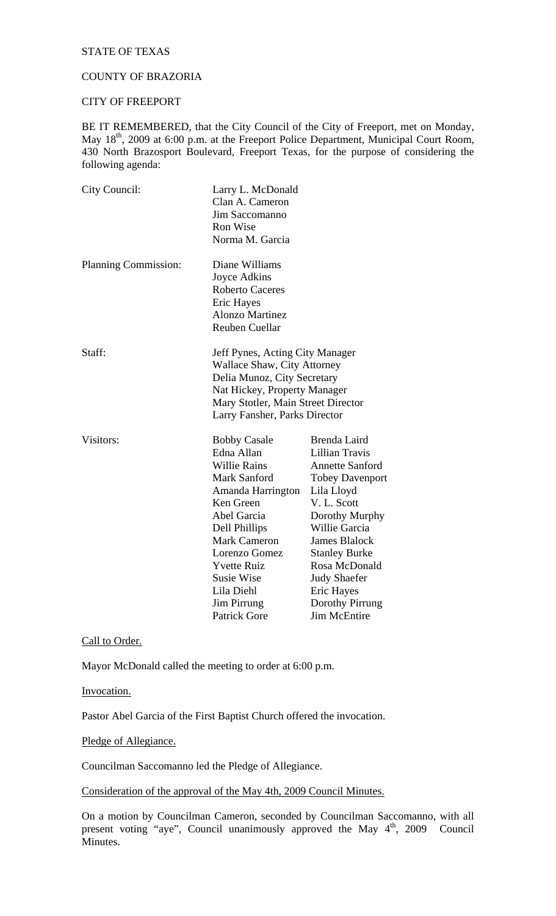STATE OF TEXAS

COUNTY OF BRAZORIA

CITY OF FREEPORT

BE IT REMEMBERED, that the City Council of the City of Freeport, met on Monday, May 18th, 2009 at 6:00 p.m. at the Freeport Police Department, Municipal Court Room, 430 North Brazosport Boulevard, Freeport Texas, for the purpose of considering the following agenda:

| | | |
|---|---|---|
| City Council: | Larry L. McDonald | |
| | Clan A. Cameron | |
| | Jim Saccomanno | |
| | Ron Wise | |
| | Norma M. Garcia | |
| Planning Commission: | Diane Williams | |
| | Joyce Adkins | |
| | Roberto Caceres | |
| | Eric Hayes | |
| | Alonzo Martinez | |
| | Reuben Cuellar | |
| Staff: | Jeff Pynes, Acting City Manager | |
| | Wallace Shaw, City Attorney | |
| | Delia Munoz, City Secretary | |
| | Nat Hickey, Property Manager | |
| | Mary Stotler, Main Street Director | |
| | Larry Fansher, Parks Director | |
| Visitors: | Bobby Casale | Brenda Laird |
| | Edna Allan | Lillian Travis |
| | Willie Rains | Annette Sanford |
| | Mark Sanford | Tobey Davenport |
| | Amanda Harrington | Lila Lloyd |
| | Ken Green | V. L. Scott |
| | Abel Garcia | Dorothy Murphy |
| | Dell Phillips | Willie Garcia |
| | Mark Cameron | James Blalock |
| | Lorenzo Gomez | Stanley Burke |
| | Yvette Ruiz | Rosa McDonald |
| | Susie Wise | Judy Shaefer |
| | Lila Diehl | Eric Hayes |
| | Jim Pirrung | Dorothy Pirrung |
| | Patrick Gore | Jim McEntire |

Call to Order.

Mayor McDonald called the meeting to order at 6:00 p.m.

Invocation.

Pastor Abel Garcia of the First Baptist Church offered the invocation.

Pledge of Allegiance.

Councilman Saccomanno led the Pledge of Allegiance.

Consideration of the approval of the May 4th, 2009 Council Minutes.

On a motion by Councilman Cameron, seconded by Councilman Saccomanno, with all present voting "aye", Council unanimously approved the May 4th, 2009 Council Minutes.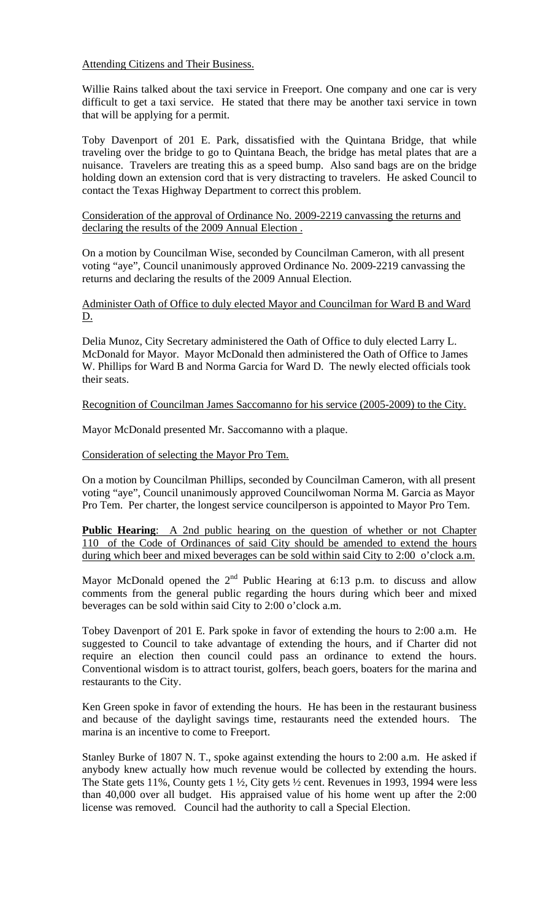<u>Attending Citizens and Their Business.</u>

Willie Rains talked about the taxi service in Freeport. One company and one car is very difficult to get a taxi service. He stated that there may be another taxi service in town that will be applying for a permit.

Toby Davenport of 201 E. Park, dissatisfied with the Quintana Bridge, that while traveling over the bridge to go to Quintana Beach, the bridge has metal plates that are a nuisance. Travelers are treating this as a speed bump. Also sand bags are on the bridge holding down an extension cord that is very distracting to travelers. He asked Council to contact the Texas Highway Department to correct this problem.

<u>Consideration of the approval of Ordinance No. 2009-2219 canvassing the returns and declaring the results of the 2009 Annual Election .</u>

On a motion by Councilman Wise, seconded by Councilman Cameron, with all present voting "aye", Council unanimously approved Ordinance No. 2009-2219 canvassing the returns and declaring the results of the 2009 Annual Election.

<u>Administer Oath of Office to duly elected Mayor and Councilman for Ward B and Ward D.</u>

Delia Munoz, City Secretary administered the Oath of Office to duly elected Larry L. McDonald for Mayor. Mayor McDonald then administered the Oath of Office to James W. Phillips for Ward B and Norma Garcia for Ward D. The newly elected officials took their seats.

<u>Recognition of Councilman James Saccomanno for his service (2005-2009) to the City.</u>

Mayor McDonald presented Mr. Saccomanno with a plaque.

<u>Consideration of selecting the Mayor Pro Tem.</u>

On a motion by Councilman Phillips, seconded by Councilman Cameron, with all present voting "aye", Council unanimously approved Councilwoman Norma M. Garcia as Mayor Pro Tem. Per charter, the longest service councilperson is appointed to Mayor Pro Tem.

**Public Hearing**: <u>A 2nd public hearing on the question of whether or not Chapter 110 of the Code of Ordinances of said City should be amended to extend the hours during which beer and mixed beverages can be sold within said City to 2:00 o'clock a.m.</u>

Mayor McDonald opened the 2nd Public Hearing at 6:13 p.m. to discuss and allow comments from the general public regarding the hours during which beer and mixed beverages can be sold within said City to 2:00 o'clock a.m.

Tobey Davenport of 201 E. Park spoke in favor of extending the hours to 2:00 a.m. He suggested to Council to take advantage of extending the hours, and if Charter did not require an election then council could pass an ordinance to extend the hours. Conventional wisdom is to attract tourist, golfers, beach goers, boaters for the marina and restaurants to the City.

Ken Green spoke in favor of extending the hours. He has been in the restaurant business and because of the daylight savings time, restaurants need the extended hours. The marina is an incentive to come to Freeport.

Stanley Burke of 1807 N. T., spoke against extending the hours to 2:00 a.m. He asked if anybody knew actually how much revenue would be collected by extending the hours. The State gets 11%, County gets 1 ½, City gets ½ cent. Revenues in 1993, 1994 were less than 40,000 over all budget. His appraised value of his home went up after the 2:00 license was removed. Council had the authority to call a Special Election.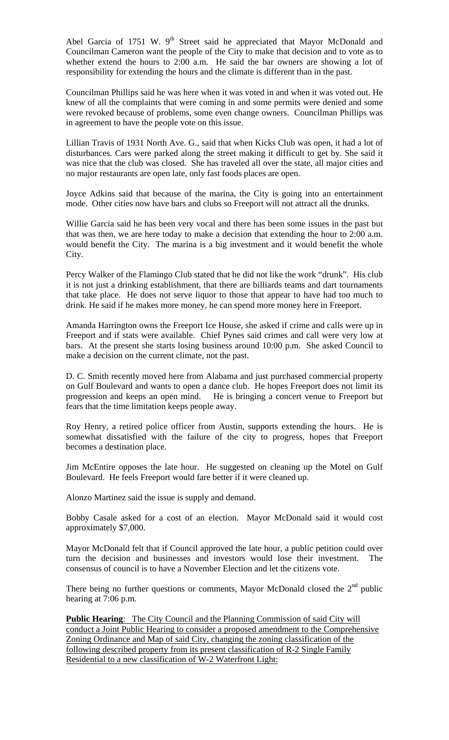Abel Garcia of 1751 W. 9th Street said he appreciated that Mayor McDonald and Councilman Cameron want the people of the City to make that decision and to vote as to whether extend the hours to 2:00 a.m. He said the bar owners are showing a lot of responsibility for extending the hours and the climate is different than in the past.

Councilman Phillips said he was here when it was voted in and when it was voted out. He knew of all the complaints that were coming in and some permits were denied and some were revoked because of problems, some even change owners. Councilman Phillips was in agreement to have the people vote on this issue.

Lillian Travis of 1931 North Ave. G., said that when Kicks Club was open, it had a lot of disturbances. Cars were parked along the street making it difficult to get by. She said it was nice that the club was closed. She has traveled all over the state, all major cities and no major restaurants are open late, only fast foods places are open.

Joyce Adkins said that because of the marina, the City is going into an entertainment mode. Other cities now have bars and clubs so Freeport will not attract all the drunks.

Willie Garcia said he has been very vocal and there has been some issues in the past but that was then, we are here today to make a decision that extending the hour to 2:00 a.m. would benefit the City. The marina is a big investment and it would benefit the whole City.

Percy Walker of the Flamingo Club stated that he did not like the work "drunk". His club it is not just a drinking establishment, that there are billiards teams and dart tournaments that take place. He does not serve liquor to those that appear to have had too much to drink. He said if he makes more money, he can spend more money here in Freeport.

Amanda Harrington owns the Freeport Ice House, she asked if crime and calls were up in Freeport and if stats were available. Chief Pynes said crimes and call were very low at bars. At the present she starts losing business around 10:00 p.m. She asked Council to make a decision on the current climate, not the past.

D. C. Smith recently moved here from Alabama and just purchased commercial property on Gulf Boulevard and wants to open a dance club. He hopes Freeport does not limit its progression and keeps an open mind. He is bringing a concert venue to Freeport but fears that the time limitation keeps people away.

Roy Henry, a retired police officer from Austin, supports extending the hours. He is somewhat dissatisfied with the failure of the city to progress, hopes that Freeport becomes a destination place.

Jim McEntire opposes the late hour. He suggested on cleaning up the Motel on Gulf Boulevard. He feels Freeport would fare better if it were cleaned up.

Alonzo Martinez said the issue is supply and demand.

Bobby Casale asked for a cost of an election. Mayor McDonald said it would cost approximately $7,000.

Mayor McDonald felt that if Council approved the late hour, a public petition could over turn the decision and businesses and investors would lose their investment. The consensus of council is to have a November Election and let the citizens vote.

There being no further questions or comments, Mayor McDonald closed the 2nd public hearing at 7:06 p.m.

**Public Hearing**: <u>The City Council and the Planning Commission of said City will conduct a Joint Public Hearing to consider a proposed amendment to the Comprehensive Zoning Ordinance and Map of said City, changing the zoning classification of the following described property from its present classification of R-2 Single Family Residential to a new classification of W-2 Waterfront Light:</u>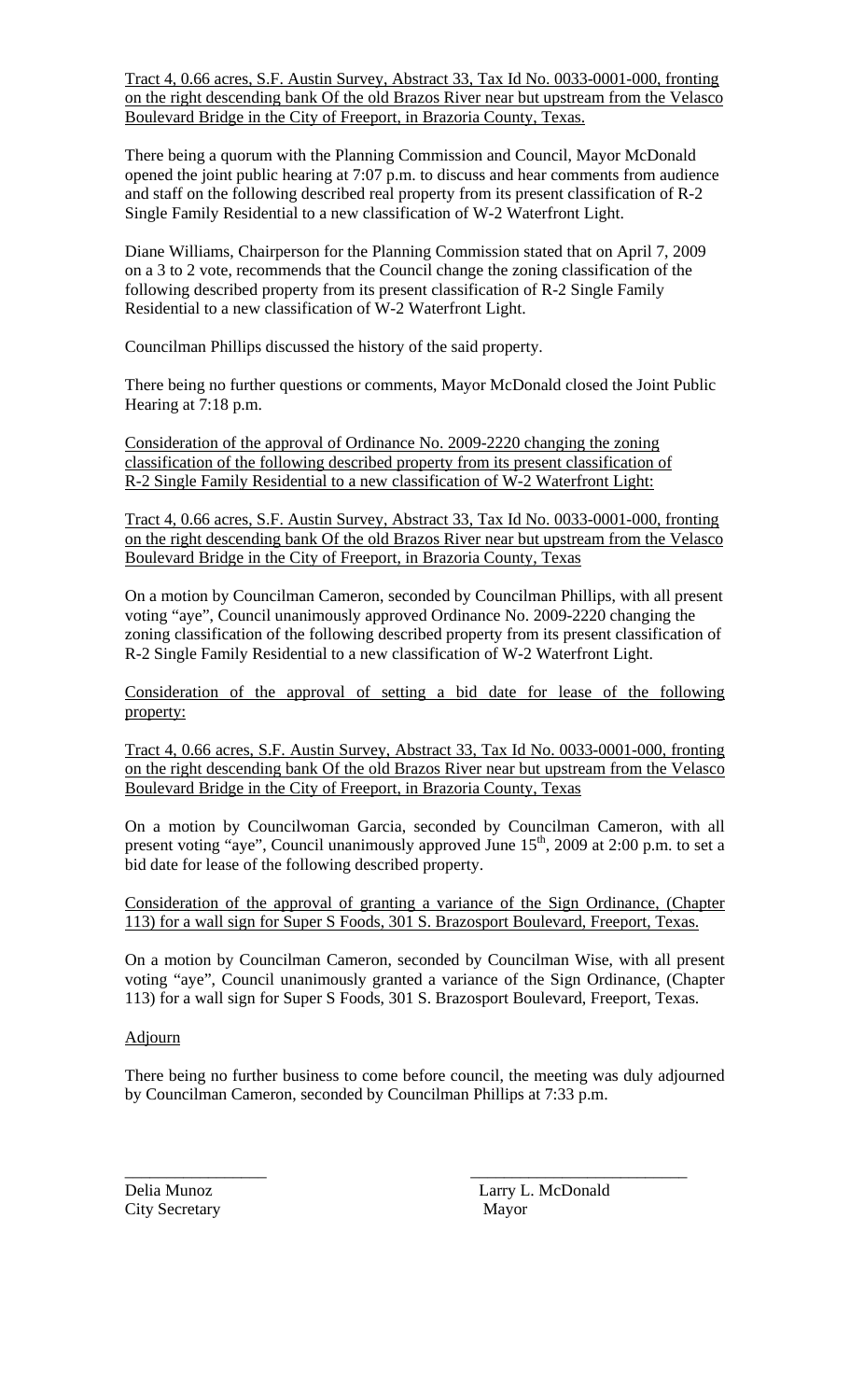Tract 4, 0.66 acres, S.F. Austin Survey, Abstract 33, Tax Id No. 0033-0001-000, fronting on the right descending bank Of the old Brazos River near but upstream from the Velasco Boulevard Bridge in the City of Freeport, in Brazoria County, Texas.

There being a quorum with the Planning Commission and Council, Mayor McDonald opened the joint public hearing at 7:07 p.m. to discuss and hear comments from audience and staff on the following described real property from its present classification of R-2 Single Family Residential to a new classification of W-2 Waterfront Light.

Diane Williams, Chairperson for the Planning Commission stated that on April 7, 2009 on a 3 to 2 vote, recommends that the Council change the zoning classification of the following described property from its present classification of R-2 Single Family Residential to a new classification of W-2 Waterfront Light.

Councilman Phillips discussed the history of the said property.

There being no further questions or comments, Mayor McDonald closed the Joint Public Hearing at 7:18 p.m.

Consideration of the approval of Ordinance No. 2009-2220 changing the zoning classification of the following described property from its present classification of R-2 Single Family Residential to a new classification of W-2 Waterfront Light:

Tract 4, 0.66 acres, S.F. Austin Survey, Abstract 33, Tax Id No. 0033-0001-000, fronting on the right descending bank Of the old Brazos River near but upstream from the Velasco Boulevard Bridge in the City of Freeport, in Brazoria County, Texas

On a motion by Councilman Cameron, seconded by Councilman Phillips, with all present voting "aye", Council unanimously approved Ordinance No. 2009-2220 changing the zoning classification of the following described property from its present classification of R-2 Single Family Residential to a new classification of W-2 Waterfront Light.

Consideration of the approval of setting a bid date for lease of the following property:

Tract 4, 0.66 acres, S.F. Austin Survey, Abstract 33, Tax Id No. 0033-0001-000, fronting on the right descending bank Of the old Brazos River near but upstream from the Velasco Boulevard Bridge in the City of Freeport, in Brazoria County, Texas

On a motion by Councilwoman Garcia, seconded by Councilman Cameron, with all present voting "aye", Council unanimously approved June 15th, 2009 at 2:00 p.m. to set a bid date for lease of the following described property.

Consideration of the approval of granting a variance of the Sign Ordinance, (Chapter 113) for a wall sign for Super S Foods, 301 S. Brazosport Boulevard, Freeport, Texas.

On a motion by Councilman Cameron, seconded by Councilman Wise, with all present voting "aye", Council unanimously granted a variance of the Sign Ordinance, (Chapter 113) for a wall sign for Super S Foods, 301 S. Brazosport Boulevard, Freeport, Texas.

Adjourn

There being no further business to come before council, the meeting was duly adjourned by Councilman Cameron, seconded by Councilman Phillips at 7:33 p.m.

_________________ ___________________________

Delia Munoz
City Secretary

Larry L. McDonald
Mayor